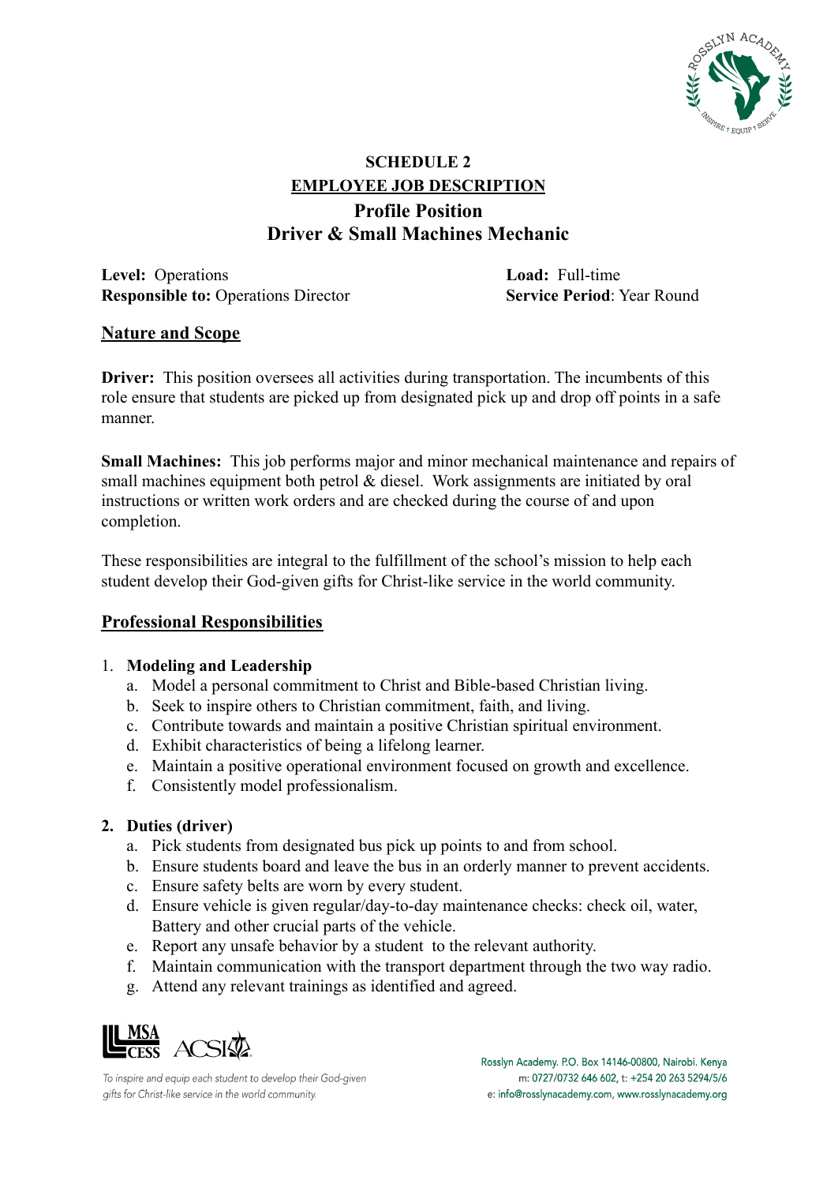## SCHEDULE 2

## EMPLOYEE JOB DESCRIPTION

## Profile Position

## Driver & Small Machines Mechanic

**Level:** Operations
**Responsible to:** Operations Director

**Load:** Full-time
**Service Period**: Year Round

### Nature and Scope

**Driver:** This position oversees all activities during transportation. The incumbents of this role ensure that students are picked up from designated pick up and drop off points in a safe manner.

**Small Machines:** This job performs major and minor mechanical maintenance and repairs of small machines equipment both petrol & diesel. Work assignments are initiated by oral instructions or written work orders and are checked during the course of and upon completion.

These responsibilities are integral to the fulfillment of the school's mission to help each student develop their God-given gifts for Christ-like service in the world community.

### Professional Responsibilities

1. **Modeling and Leadership**
   a. Model a personal commitment to Christ and Bible-based Christian living.
   b. Seek to inspire others to Christian commitment, faith, and living.
   c. Contribute towards and maintain a positive Christian spiritual environment.
   d. Exhibit characteristics of being a lifelong learner.
   e. Maintain a positive operational environment focused on growth and excellence.
   f. Consistently model professionalism.

2. **Duties (driver)**
   a. Pick students from designated bus pick up points to and from school.
   b. Ensure students board and leave the bus in an orderly manner to prevent accidents.
   c. Ensure safety belts are worn by every student.
   d. Ensure vehicle is given regular/day-to-day maintenance checks: check oil, water, Battery and other crucial parts of the vehicle.
   e. Report any unsafe behavior by a student to the relevant authority.
   f. Maintain communication with the transport department through the two way radio.
   g. Attend any relevant trainings as identified and agreed.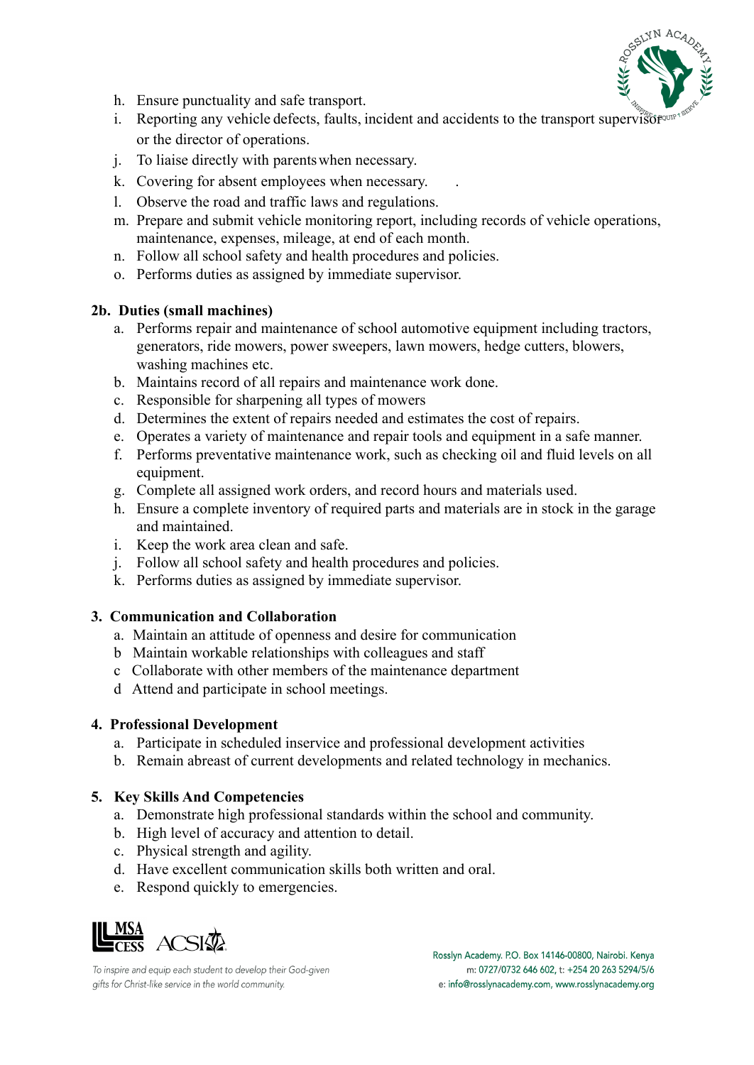h. Ensure punctuality and safe transport.
i. Reporting any vehicle defects, faults, incident and accidents to the transport supervisor or the director of operations.
j. To liaise directly with parents when necessary.
k. Covering for absent employees when necessary.
l. Observe the road and traffic laws and regulations.
m. Prepare and submit vehicle monitoring report, including records of vehicle operations, maintenance, expenses, mileage, at end of each month.
n. Follow all school safety and health procedures and policies.
o. Performs duties as assigned by immediate supervisor.

**2b. Duties (small machines)**

a. Performs repair and maintenance of school automotive equipment including tractors, generators, ride mowers, power sweepers, lawn mowers, hedge cutters, blowers, washing machines etc.
b. Maintains record of all repairs and maintenance work done.
c. Responsible for sharpening all types of mowers
d. Determines the extent of repairs needed and estimates the cost of repairs.
e. Operates a variety of maintenance and repair tools and equipment in a safe manner.
f. Performs preventative maintenance work, such as checking oil and fluid levels on all equipment.
g. Complete all assigned work orders, and record hours and materials used.
h. Ensure a complete inventory of required parts and materials are in stock in the garage and maintained.
i. Keep the work area clean and safe.
j. Follow all school safety and health procedures and policies.
k. Performs duties as assigned by immediate supervisor.

**3. Communication and Collaboration**

a. Maintain an attitude of openness and desire for communication
b Maintain workable relationships with colleagues and staff
c Collaborate with other members of the maintenance department
d Attend and participate in school meetings.

**4. Professional Development**

a. Participate in scheduled inservice and professional development activities
b. Remain abreast of current developments and related technology in mechanics.

**5. Key Skills And Competencies**

a. Demonstrate high professional standards within the school and community.
b. High level of accuracy and attention to detail.
c. Physical strength and agility.
d. Have excellent communication skills both written and oral.
e. Respond quickly to emergencies.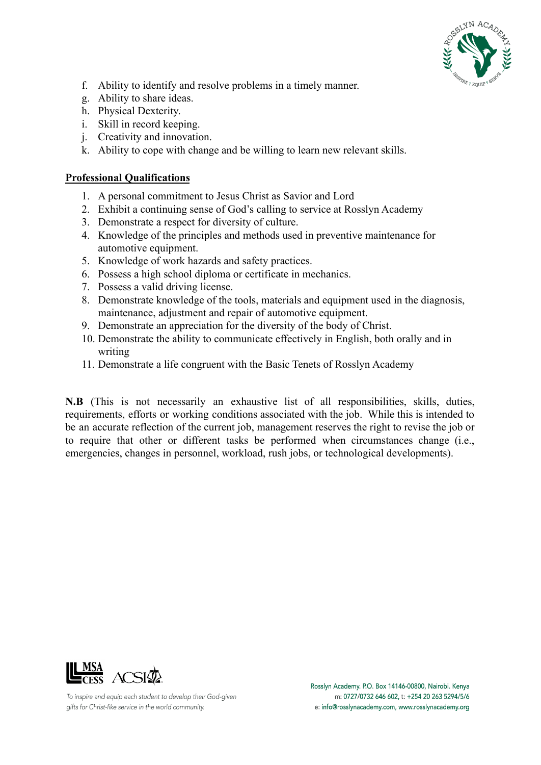f. Ability to identify and resolve problems in a timely manner.
g. Ability to share ideas.
h. Physical Dexterity.
i. Skill in record keeping.
j. Creativity and innovation.
k. Ability to cope with change and be willing to learn new relevant skills.

**Professional Qualifications**

1. A personal commitment to Jesus Christ as Savior and Lord
2. Exhibit a continuing sense of God's calling to service at Rosslyn Academy
3. Demonstrate a respect for diversity of culture.
4. Knowledge of the principles and methods used in preventive maintenance for automotive equipment.
5. Knowledge of work hazards and safety practices.
6. Possess a high school diploma or certificate in mechanics.
7. Possess a valid driving license.
8. Demonstrate knowledge of the tools, materials and equipment used in the diagnosis, maintenance, adjustment and repair of automotive equipment.
9. Demonstrate an appreciation for the diversity of the body of Christ.
10. Demonstrate the ability to communicate effectively in English, both orally and in writing
11. Demonstrate a life congruent with the Basic Tenets of Rosslyn Academy

**N.B** (This is not necessarily an exhaustive list of all responsibilities, skills, duties, requirements, efforts or working conditions associated with the job. While this is intended to be an accurate reflection of the current job, management reserves the right to revise the job or to require that other or different tasks be performed when circumstances change (i.e., emergencies, changes in personnel, workload, rush jobs, or technological developments).